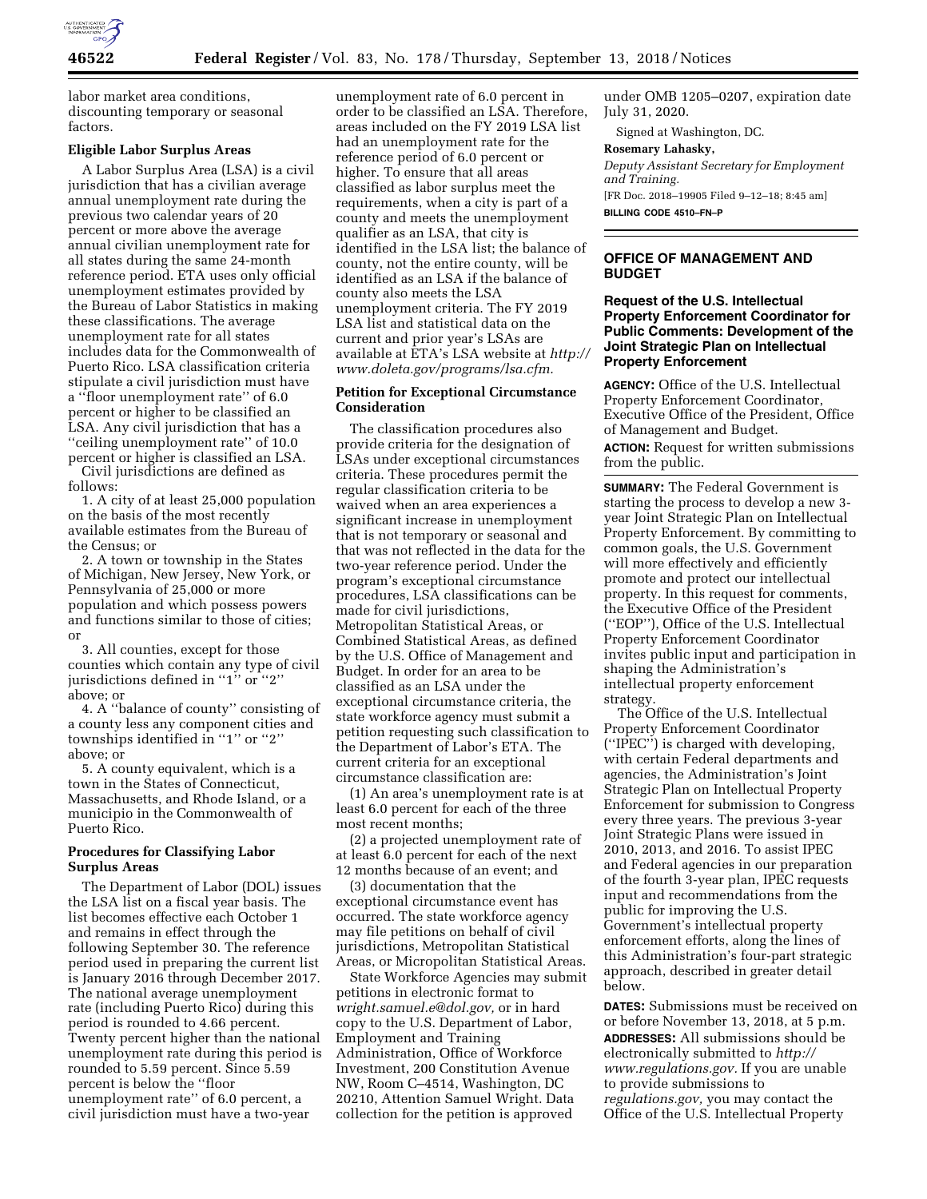labor market area conditions, discounting temporary or seasonal factors.

**Eligible Labor Surplus Areas**

A Labor Surplus Area (LSA) is a civil jurisdiction that has a civilian average annual unemployment rate during the previous two calendar years of 20 percent or more above the average annual civilian unemployment rate for all states during the same 24-month reference period. ETA uses only official unemployment estimates provided by the Bureau of Labor Statistics in making these classifications. The average unemployment rate for all states includes data for the Commonwealth of Puerto Rico. LSA classification criteria stipulate a civil jurisdiction must have a ''floor unemployment rate'' of 6.0 percent or higher to be classified an LSA. Any civil jurisdiction that has a ''ceiling unemployment rate'' of 10.0 percent or higher is classified an LSA.

Civil jurisdictions are defined as follows:

1. A city of at least 25,000 population on the basis of the most recently available estimates from the Bureau of the Census; or

2. A town or township in the States of Michigan, New Jersey, New York, or Pennsylvania of 25,000 or more population and which possess powers and functions similar to those of cities; or

3. All counties, except for those counties which contain any type of civil jurisdictions defined in ''1'' or ''2'' above; or

4. A ''balance of county'' consisting of a county less any component cities and townships identified in ''1'' or ''2'' above; or

5. A county equivalent, which is a town in the States of Connecticut, Massachusetts, and Rhode Island, or a municipio in the Commonwealth of Puerto Rico.

**Procedures for Classifying Labor Surplus Areas**

The Department of Labor (DOL) issues the LSA list on a fiscal year basis. The list becomes effective each October 1 and remains in effect through the following September 30. The reference period used in preparing the current list is January 2016 through December 2017. The national average unemployment rate (including Puerto Rico) during this period is rounded to 4.66 percent. Twenty percent higher than the national unemployment rate during this period is rounded to 5.59 percent. Since 5.59 percent is below the ''floor unemployment rate'' of 6.0 percent, a civil jurisdiction must have a two-year unemployment rate of 6.0 percent in order to be classified an LSA. Therefore, areas included on the FY 2019 LSA list had an unemployment rate for the reference period of 6.0 percent or higher. To ensure that all areas classified as labor surplus meet the requirements, when a city is part of a county and meets the unemployment qualifier as an LSA, that city is identified in the LSA list; the balance of county, not the entire county, will be identified as an LSA if the balance of county also meets the LSA unemployment criteria. The FY 2019 LSA list and statistical data on the current and prior year's LSAs are available at ETA's LSA website at *http://www.doleta.gov/programs/lsa.cfm.*

**Petition for Exceptional Circumstance Consideration**

The classification procedures also provide criteria for the designation of LSAs under exceptional circumstances criteria. These procedures permit the regular classification criteria to be waived when an area experiences a significant increase in unemployment that is not temporary or seasonal and that was not reflected in the data for the two-year reference period. Under the program's exceptional circumstance procedures, LSA classifications can be made for civil jurisdictions, Metropolitan Statistical Areas, or Combined Statistical Areas, as defined by the U.S. Office of Management and Budget. In order for an area to be classified as an LSA under the exceptional circumstance criteria, the state workforce agency must submit a petition requesting such classification to the Department of Labor's ETA. The current criteria for an exceptional circumstance classification are:

(1) An area's unemployment rate is at least 6.0 percent for each of the three most recent months;

(2) a projected unemployment rate of at least 6.0 percent for each of the next 12 months because of an event; and

(3) documentation that the exceptional circumstance event has occurred. The state workforce agency may file petitions on behalf of civil jurisdictions, Metropolitan Statistical Areas, or Micropolitan Statistical Areas.

State Workforce Agencies may submit petitions in electronic format to *wright.samuel.e@dol.gov,* or in hard copy to the U.S. Department of Labor, Employment and Training Administration, Office of Workforce Investment, 200 Constitution Avenue NW, Room C–4514, Washington, DC 20210, Attention Samuel Wright. Data collection for the petition is approved under OMB 1205–0207, expiration date July 31, 2020.

Signed at Washington, DC.

**Rosemary Lahasky,**

*Deputy Assistant Secretary for Employment and Training.*

[FR Doc. 2018–19905 Filed 9–12–18; 8:45 am]

**BILLING CODE 4510–FN–P**

---

## OFFICE OF MANAGEMENT AND BUDGET

### Request of the U.S. Intellectual Property Enforcement Coordinator for Public Comments: Development of the Joint Strategic Plan on Intellectual Property Enforcement

**AGENCY:** Office of the U.S. Intellectual Property Enforcement Coordinator, Executive Office of the President, Office of Management and Budget.

**ACTION:** Request for written submissions from the public.

**SUMMARY:** The Federal Government is starting the process to develop a new 3-year Joint Strategic Plan on Intellectual Property Enforcement. By committing to common goals, the U.S. Government will more effectively and efficiently promote and protect our intellectual property. In this request for comments, the Executive Office of the President (''EOP''), Office of the U.S. Intellectual Property Enforcement Coordinator invites public input and participation in shaping the Administration's intellectual property enforcement strategy.

The Office of the U.S. Intellectual Property Enforcement Coordinator (''IPEC'') is charged with developing, with certain Federal departments and agencies, the Administration's Joint Strategic Plan on Intellectual Property Enforcement for submission to Congress every three years. The previous 3-year Joint Strategic Plans were issued in 2010, 2013, and 2016. To assist IPEC and Federal agencies in our preparation of the fourth 3-year plan, IPEC requests input and recommendations from the public for improving the U.S. Government's intellectual property enforcement efforts, along the lines of this Administration's four-part strategic approach, described in greater detail below.

**DATES:** Submissions must be received on or before November 13, 2018, at 5 p.m.

**ADDRESSES:** All submissions should be electronically submitted to *http://www.regulations.gov.* If you are unable to provide submissions to *regulations.gov,* you may contact the Office of the U.S. Intellectual Property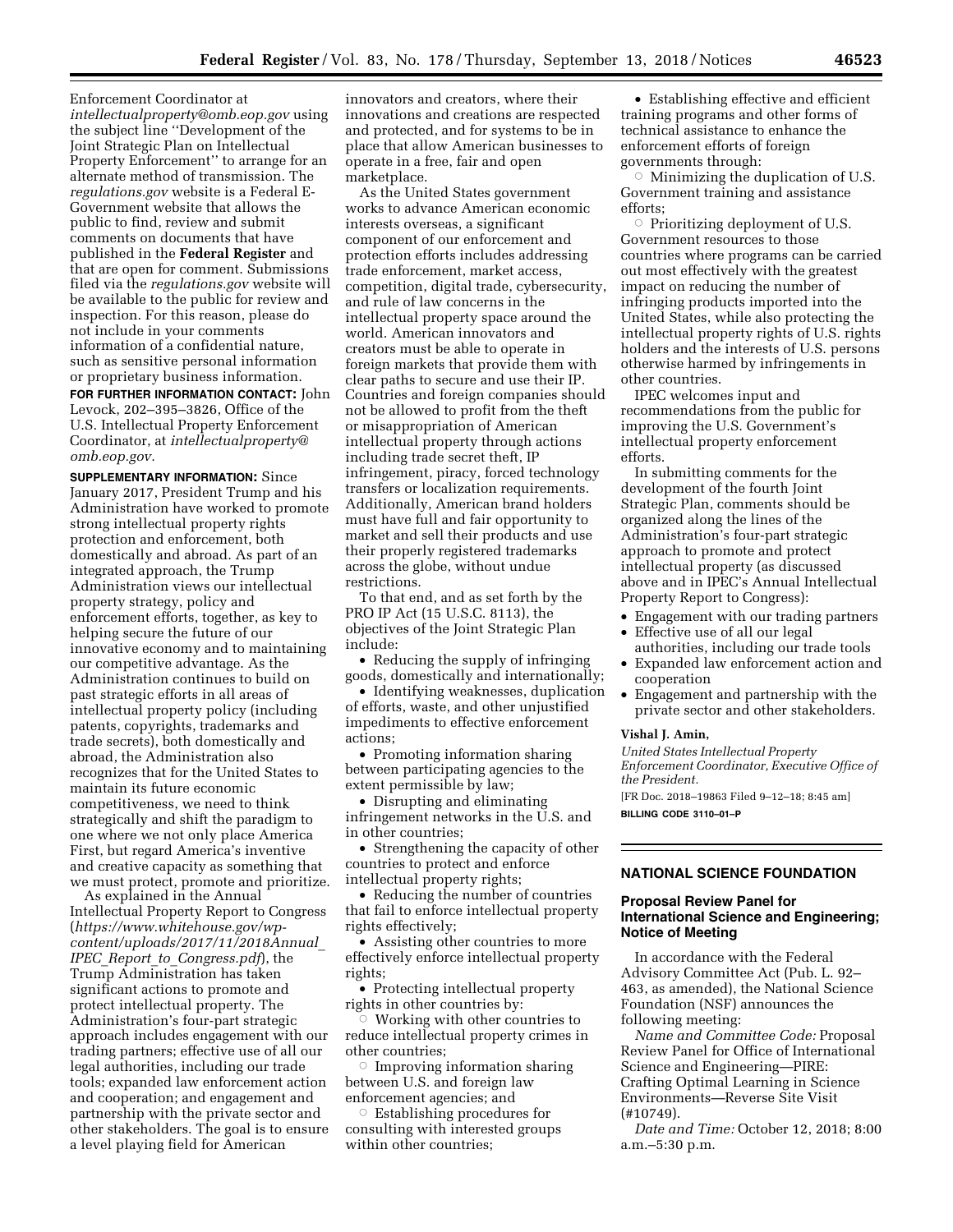Enforcement Coordinator at *intellectualproperty@omb.eop.gov* using the subject line ''Development of the Joint Strategic Plan on Intellectual Property Enforcement'' to arrange for an alternate method of transmission. The *regulations.gov* website is a Federal E-Government website that allows the public to find, review and submit comments on documents that have published in the **Federal Register** and that are open for comment. Submissions filed via the *regulations.gov* website will be available to the public for review and inspection. For this reason, please do not include in your comments information of a confidential nature, such as sensitive personal information or proprietary business information.

**FOR FURTHER INFORMATION CONTACT:** John Levock, 202–395–3826, Office of the U.S. Intellectual Property Enforcement Coordinator, at *intellectualproperty@omb.eop.gov.*

**SUPPLEMENTARY INFORMATION:** Since January 2017, President Trump and his Administration have worked to promote strong intellectual property rights protection and enforcement, both domestically and abroad. As part of an integrated approach, the Trump Administration views our intellectual property strategy, policy and enforcement efforts, together, as key to helping secure the future of our innovative economy and to maintaining our competitive advantage. As the Administration continues to build on past strategic efforts in all areas of intellectual property policy (including patents, copyrights, trademarks and trade secrets), both domestically and abroad, the Administration also recognizes that for the United States to maintain its future economic competitiveness, we need to think strategically and shift the paradigm to one where we not only place America First, but regard America's inventive and creative capacity as something that we must protect, promote and prioritize.

As explained in the Annual Intellectual Property Report to Congress (*https://www.whitehouse.gov/wp-content/uploads/2017/11/2018Annual_IPEC_Report_to_Congress.pdf*), the Trump Administration has taken significant actions to promote and protect intellectual property. The Administration's four-part strategic approach includes engagement with our trading partners; effective use of all our legal authorities, including our trade tools; expanded law enforcement action and cooperation; and engagement and partnership with the private sector and other stakeholders. The goal is to ensure a level playing field for American innovators and creators, where their innovations and creations are respected and protected, and for systems to be in place that allow American businesses to operate in a free, fair and open marketplace.

As the United States government works to advance American economic interests overseas, a significant component of our enforcement and protection efforts includes addressing trade enforcement, market access, competition, digital trade, cybersecurity, and rule of law concerns in the intellectual property space around the world. American innovators and creators must be able to operate in foreign markets that provide them with clear paths to secure and use their IP. Countries and foreign companies should not be allowed to profit from the theft or misappropriation of American intellectual property through actions including trade secret theft, IP infringement, piracy, forced technology transfers or localization requirements. Additionally, American brand holders must have full and fair opportunity to market and sell their products and use their properly registered trademarks across the globe, without undue restrictions.

To that end, and as set forth by the PRO IP Act (15 U.S.C. 8113), the objectives of the Joint Strategic Plan include:

- Reducing the supply of infringing goods, domestically and internationally;
- Identifying weaknesses, duplication of efforts, waste, and other unjustified impediments to effective enforcement actions;
- Promoting information sharing between participating agencies to the extent permissible by law;
- Disrupting and eliminating infringement networks in the U.S. and in other countries;
- Strengthening the capacity of other countries to protect and enforce intellectual property rights;
- Reducing the number of countries that fail to enforce intellectual property rights effectively;
- Assisting other countries to more effectively enforce intellectual property rights;
- Protecting intellectual property rights in other countries by:
  - Working with other countries to reduce intellectual property crimes in other countries;
  - Improving information sharing between U.S. and foreign law enforcement agencies; and
  - Establishing procedures for consulting with interested groups within other countries;
- Establishing effective and efficient training programs and other forms of technical assistance to enhance the enforcement efforts of foreign governments through:
  - Minimizing the duplication of U.S. Government training and assistance efforts;
  - Prioritizing deployment of U.S. Government resources to those countries where programs can be carried out most effectively with the greatest impact on reducing the number of infringing products imported into the United States, while also protecting the intellectual property rights of U.S. rights holders and the interests of U.S. persons otherwise harmed by infringements in other countries.

IPEC welcomes input and recommendations from the public for improving the U.S. Government's intellectual property enforcement efforts.

In submitting comments for the development of the fourth Joint Strategic Plan, comments should be organized along the lines of the Administration's four-part strategic approach to promote and protect intellectual property (as discussed above and in IPEC's Annual Intellectual Property Report to Congress):

- Engagement with our trading partners
- Effective use of all our legal authorities, including our trade tools
- Expanded law enforcement action and cooperation
- Engagement and partnership with the private sector and other stakeholders.

**Vishal J. Amin,**

*United States Intellectual Property Enforcement Coordinator, Executive Office of the President.*

[FR Doc. 2018–19863 Filed 9–12–18; 8:45 am]

**BILLING CODE 3110–01–P**

## NATIONAL SCIENCE FOUNDATION

### Proposal Review Panel for International Science and Engineering; Notice of Meeting

In accordance with the Federal Advisory Committee Act (Pub. L. 92–463, as amended), the National Science Foundation (NSF) announces the following meeting:

*Name and Committee Code:* Proposal Review Panel for Office of International Science and Engineering—PIRE: Crafting Optimal Learning in Science Environments—Reverse Site Visit (#10749).

*Date and Time:* October 12, 2018; 8:00 a.m.–5:30 p.m.